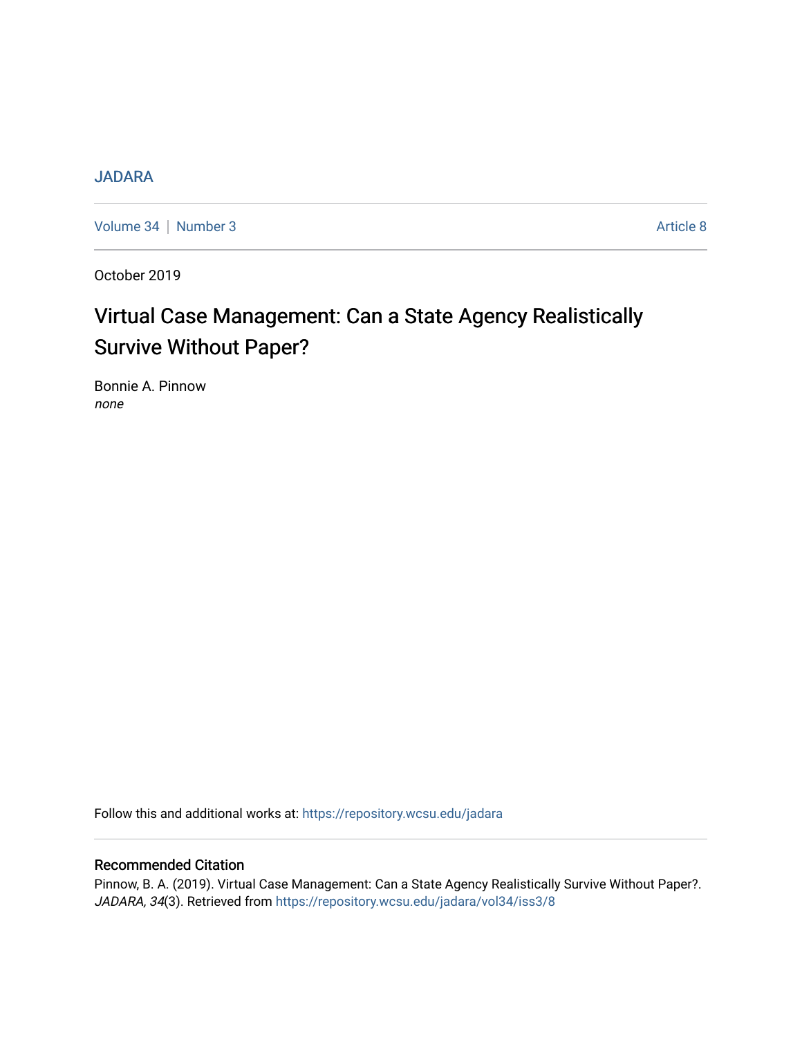JADARA

Volume 34 | Number 3 | Article 8

October 2019

# Virtual Case Management: Can a State Agency Realistically Survive Without Paper?

Bonnie A. Pinnow
*none*

Follow this and additional works at: https://repository.wcsu.edu/jadara

## Recommended Citation

Pinnow, B. A. (2019). Virtual Case Management: Can a State Agency Realistically Survive Without Paper?. *JADARA, 34*(3). Retrieved from https://repository.wcsu.edu/jadara/vol34/iss3/8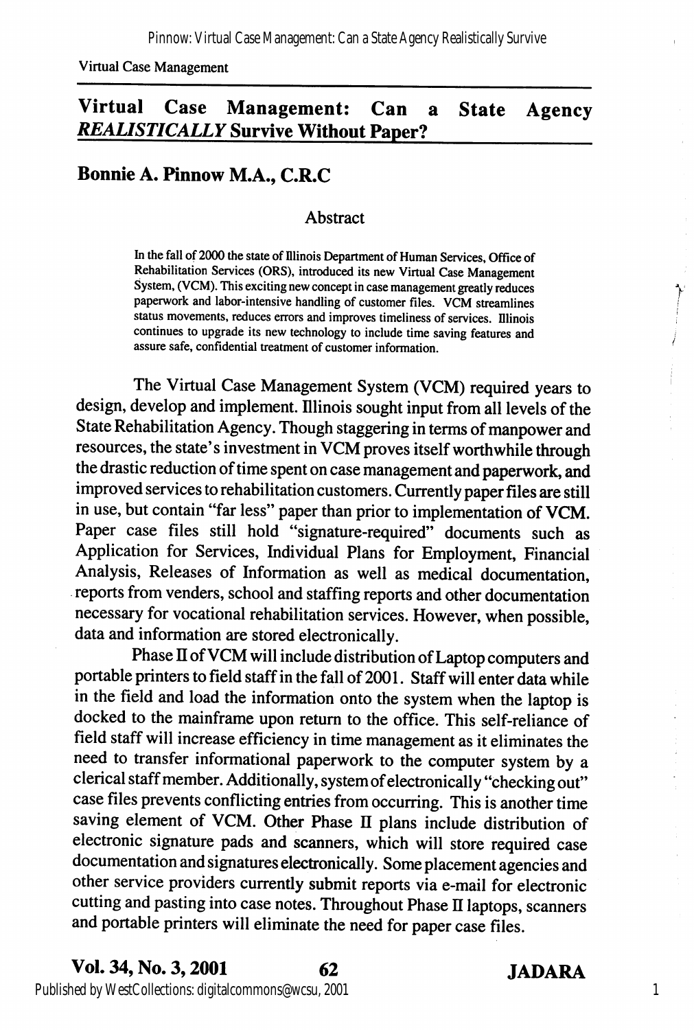Virtual Case Management

# Virtual Case Management: Can a State Agency *REALISTICALLY* Survive Without Paper?

## Bonnie A. Pinnow M.A., C.R.C

### Abstract

In the fall of 2000 the state of Illinois Department of Human Services, Office of Rehabilitation Services (ORS), introduced its new Virtual Case Management System, (VCM). This exciting new concept in case management greatly reduces paperwork and labor-intensive handling of customer files. VCM streamlines status movements, reduces errors and improves timeliness of services. Illinois continues to upgrade its new technology to include time saving features and assure safe, confidential treatment of customer information.

The Virtual Case Management System (VCM) required years to design, develop and implement. Illinois sought input from all levels of the State Rehabilitation Agency. Though staggering in terms of manpower and resources, the state's investment in VCM proves itself worthwhile through the drastic reduction of time spent on case management and paperwork, and improved services to rehabilitation customers. Currently paper files are still in use, but contain "far less" paper than prior to implementation of VCM. Paper case files still hold "signature-required" documents such as Application for Services, Individual Plans for Employment, Financial Analysis, Releases of Information as well as medical documentation, reports from venders, school and staffing reports and other documentation necessary for vocational rehabilitation services. However, when possible, data and information are stored electronically.

Phase II of VCM will include distribution of Laptop computers and portable printers to field staff in the fall of 2001. Staff will enter data while in the field and load the information onto the system when the laptop is docked to the mainframe upon return to the office. This self-reliance of field staff will increase efficiency in time management as it eliminates the need to transfer informational paperwork to the computer system by a clerical staff member. Additionally, system of electronically "checking out" case files prevents conflicting entries from occurring. This is another time saving element of VCM. Other Phase II plans include distribution of electronic signature pads and scanners, which will store required case documentation and signatures electronically. Some placement agencies and other service providers currently submit reports via e-mail for electronic cutting and pasting into case notes. Throughout Phase II laptops, scanners and portable printers will eliminate the need for paper case files.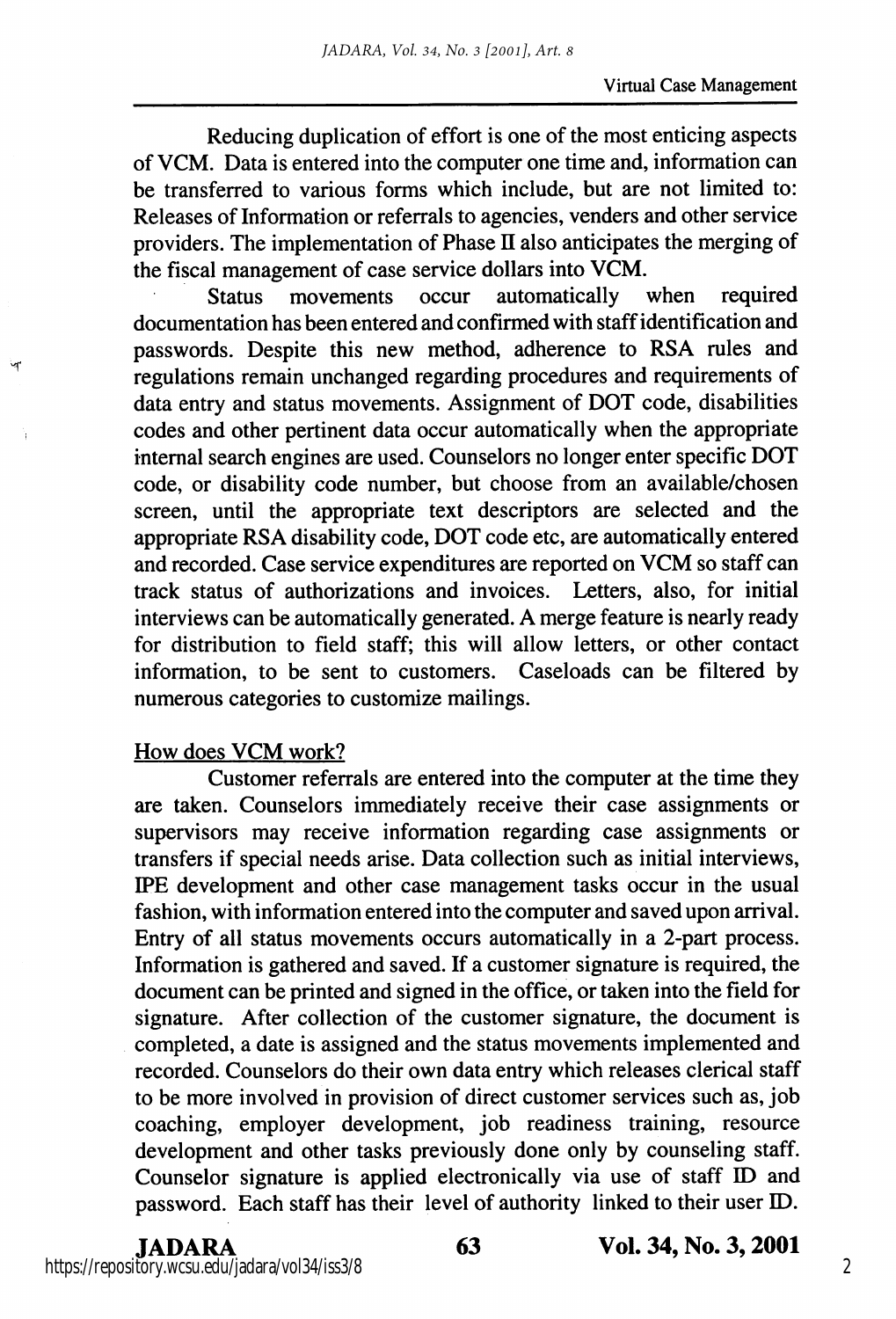Reducing duplication of effort is one of the most enticing aspects of VCM. Data is entered into the computer one time and, information can be transferred to various forms which include, but are not limited to: Releases of Information or referrals to agencies, venders and other service providers. The implementation of Phase II also anticipates the merging of the fiscal management of case service dollars into VCM.

Status movements occur automatically when required documentation has been entered and confirmed with staff identification and passwords. Despite this new method, adherence to RSA rules and regulations remain unchanged regarding procedures and requirements of data entry and status movements. Assignment of DOT code, disabilities codes and other pertinent data occur automatically when the appropriate internal search engines are used. Counselors no longer enter specific DOT code, or disability code number, but choose from an available/chosen screen, until the appropriate text descriptors are selected and the appropriate RSA disability code, DOT code etc, are automatically entered and recorded. Case service expenditures are reported on VCM so staff can track status of authorizations and invoices. Letters, also, for initial interviews can be automatically generated. A merge feature is nearly ready for distribution to field staff; this will allow letters, or other contact information, to be sent to customers. Caseloads can be filtered by numerous categories to customize mailings.

## How does VCM work?

Customer referrals are entered into the computer at the time they are taken. Counselors immediately receive their case assignments or supervisors may receive information regarding case assignments or transfers if special needs arise. Data collection such as initial interviews, IPE development and other case management tasks occur in the usual fashion, with information entered into the computer and saved upon arrival. Entry of all status movements occurs automatically in a 2-part process. Information is gathered and saved. If a customer signature is required, the document can be printed and signed in the office, or taken into the field for signature. After collection of the customer signature, the document is completed, a date is assigned and the status movements implemented and recorded. Counselors do their own data entry which releases clerical staff to be more involved in provision of direct customer services such as, job coaching, employer development, job readiness training, resource development and other tasks previously done only by counseling staff. Counselor signature is applied electronically via use of staff ID and password. Each staff has their level of authority linked to their user ID.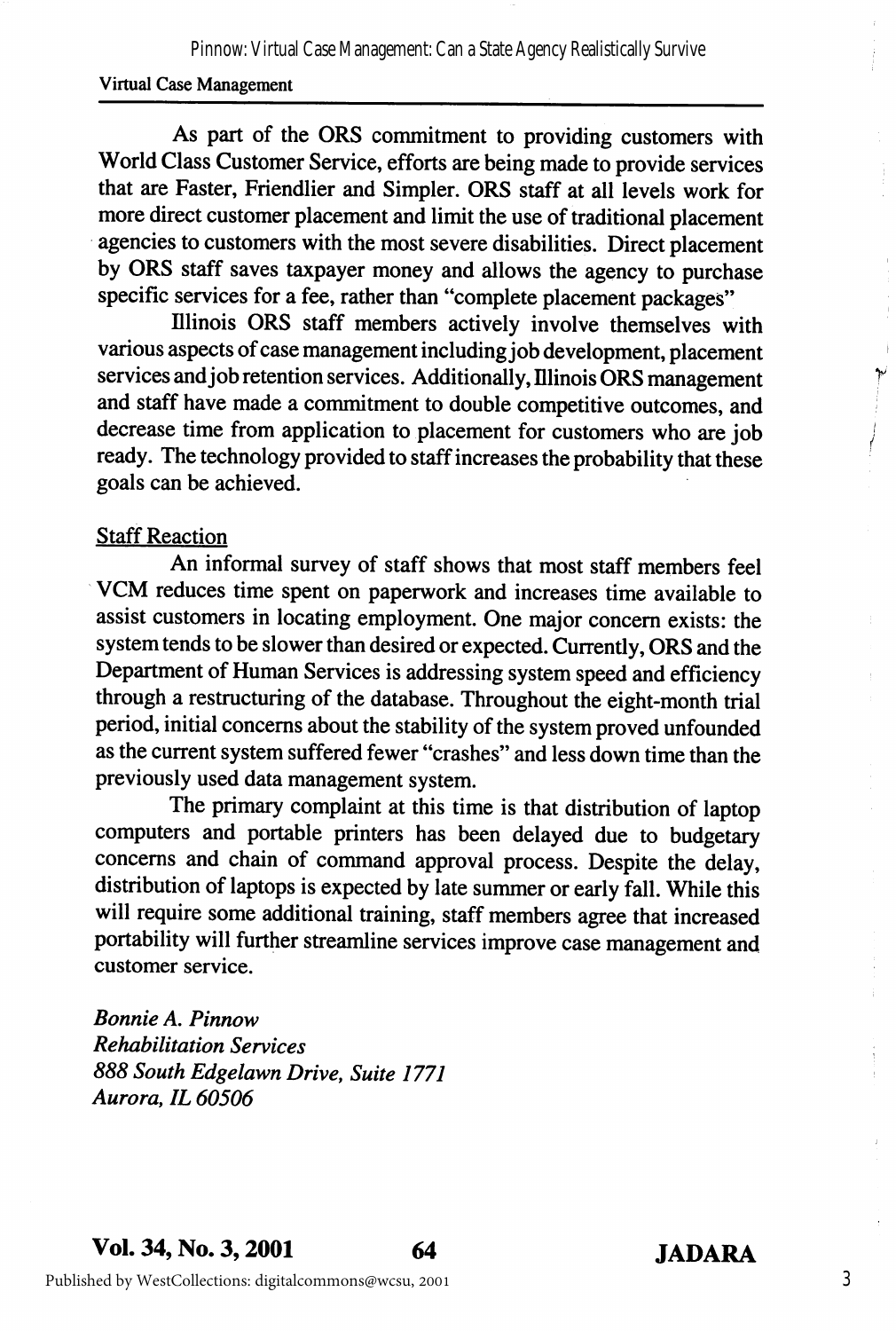As part of the ORS commitment to providing customers with World Class Customer Service, efforts are being made to provide services that are Faster, Friendlier and Simpler. ORS staff at all levels work for more direct customer placement and limit the use of traditional placement agencies to customers with the most severe disabilities. Direct placement by ORS staff saves taxpayer money and allows the agency to purchase specific services for a fee, rather than "complete placement packages"

Illinois ORS staff members actively involve themselves with various aspects of case management including job development, placement services and job retention services. Additionally, Illinois ORS management and staff have made a commitment to double competitive outcomes, and decrease time from application to placement for customers who are job ready. The technology provided to staff increases the probability that these goals can be achieved.

## Staff Reaction

An informal survey of staff shows that most staff members feel VCM reduces time spent on paperwork and increases time available to assist customers in locating employment. One major concern exists: the system tends to be slower than desired or expected. Currently, ORS and the Department of Human Services is addressing system speed and efficiency through a restructuring of the database. Throughout the eight-month trial period, initial concerns about the stability of the system proved unfounded as the current system suffered fewer "crashes" and less down time than the previously used data management system.

The primary complaint at this time is that distribution of laptop computers and portable printers has been delayed due to budgetary concerns and chain of command approval process. Despite the delay, distribution of laptops is expected by late summer or early fall. While this will require some additional training, staff members agree that increased portability will further streamline services improve case management and customer service.

*Bonnie A. Pinnow*
*Rehabilitation Services*
*888 South Edgelawn Drive, Suite 1771*
*Aurora, IL 60506*